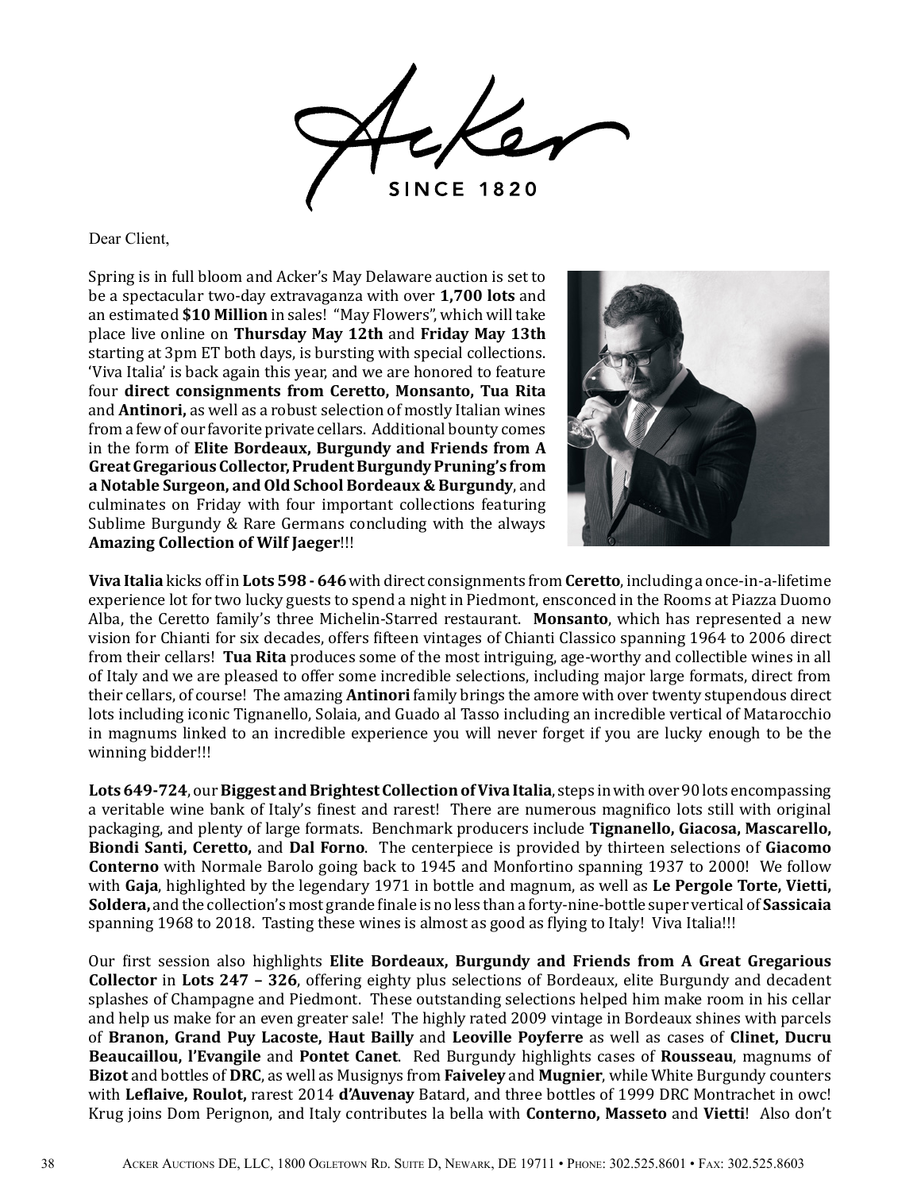Acker

SINCE 1820

Dear Client,

Spring is in full bloom and Acker's May Delaware auction is set to be a spectacular two-day extravaganza with over **1,700 lots** and an estimated **$10 Million** in sales! "May Flowers", which will take place live online on **Thursday May 12th** and **Friday May 13th** starting at 3pm ET both days, is bursting with special collections. 'Viva Italia' is back again this year, and we are honored to feature four **direct consignments from Ceretto, Monsanto, Tua Rita** and **Antinori,** as well as a robust selection of mostly Italian wines from a few of our favorite private cellars. Additional bounty comes in the form of **Elite Bordeaux, Burgundy and Friends from A Great Gregarious Collector, Prudent Burgundy Pruning's from a Notable Surgeon, and Old School Bordeaux & Burgundy**, and culminates on Friday with four important collections featuring Sublime Burgundy & Rare Germans concluding with the always **Amazing Collection of Wilf Jaeger**!!!

**Viva Italia** kicks off in **Lots 598 - 646** with direct consignments from **Ceretto**, including a once-in-a-lifetime experience lot for two lucky guests to spend a night in Piedmont, ensconced in the Rooms at Piazza Duomo Alba, the Ceretto family's three Michelin-Starred restaurant. **Monsanto**, which has represented a new vision for Chianti for six decades, offers fifteen vintages of Chianti Classico spanning 1964 to 2006 direct from their cellars! **Tua Rita** produces some of the most intriguing, age-worthy and collectible wines in all of Italy and we are pleased to offer some incredible selections, including major large formats, direct from their cellars, of course! The amazing **Antinori** family brings the amore with over twenty stupendous direct lots including iconic Tignanello, Solaia, and Guado al Tasso including an incredible vertical of Matarocchio in magnums linked to an incredible experience you will never forget if you are lucky enough to be the winning bidder!!!

**Lots 649-724**, our **Biggest and Brightest Collection of Viva Italia**, steps in with over 90 lots encompassing a veritable wine bank of Italy's finest and rarest! There are numerous magnifico lots still with original packaging, and plenty of large formats. Benchmark producers include **Tignanello, Giacosa, Mascarello, Biondi Santi, Ceretto,** and **Dal Forno**. The centerpiece is provided by thirteen selections of **Giacomo Conterno** with Normale Barolo going back to 1945 and Monfortino spanning 1937 to 2000! We follow with **Gaja**, highlighted by the legendary 1971 in bottle and magnum, as well as **Le Pergole Torte, Vietti, Soldera,** and the collection's most grande finale is no less than a forty-nine-bottle super vertical of **Sassicaia** spanning 1968 to 2018. Tasting these wines is almost as good as flying to Italy! Viva Italia!!!

Our first session also highlights **Elite Bordeaux, Burgundy and Friends from A Great Gregarious Collector** in **Lots 247 – 326**, offering eighty plus selections of Bordeaux, elite Burgundy and decadent splashes of Champagne and Piedmont. These outstanding selections helped him make room in his cellar and help us make for an even greater sale! The highly rated 2009 vintage in Bordeaux shines with parcels of **Branon, Grand Puy Lacoste, Haut Bailly** and **Leoville Poyferre** as well as cases of **Clinet, Ducru Beaucaillou, l'Evangile** and **Pontet Canet**. Red Burgundy highlights cases of **Rousseau**, magnums of **Bizot** and bottles of **DRC**, as well as Musignys from **Faiveley** and **Mugnier**, while White Burgundy counters with **Leflaive, Roulot,** rarest 2014 **d'Auvenay** Batard, and three bottles of 1999 DRC Montrachet in owc! Krug joins Dom Perignon, and Italy contributes la bella with **Conterno, Masseto** and **Vietti**! Also don't

Acker Auctions DE, LLC, 1800 Ogletown Rd. Suite D, Newark, DE 19711 • Phone: 302.525.8601 • Fax: 302.525.8603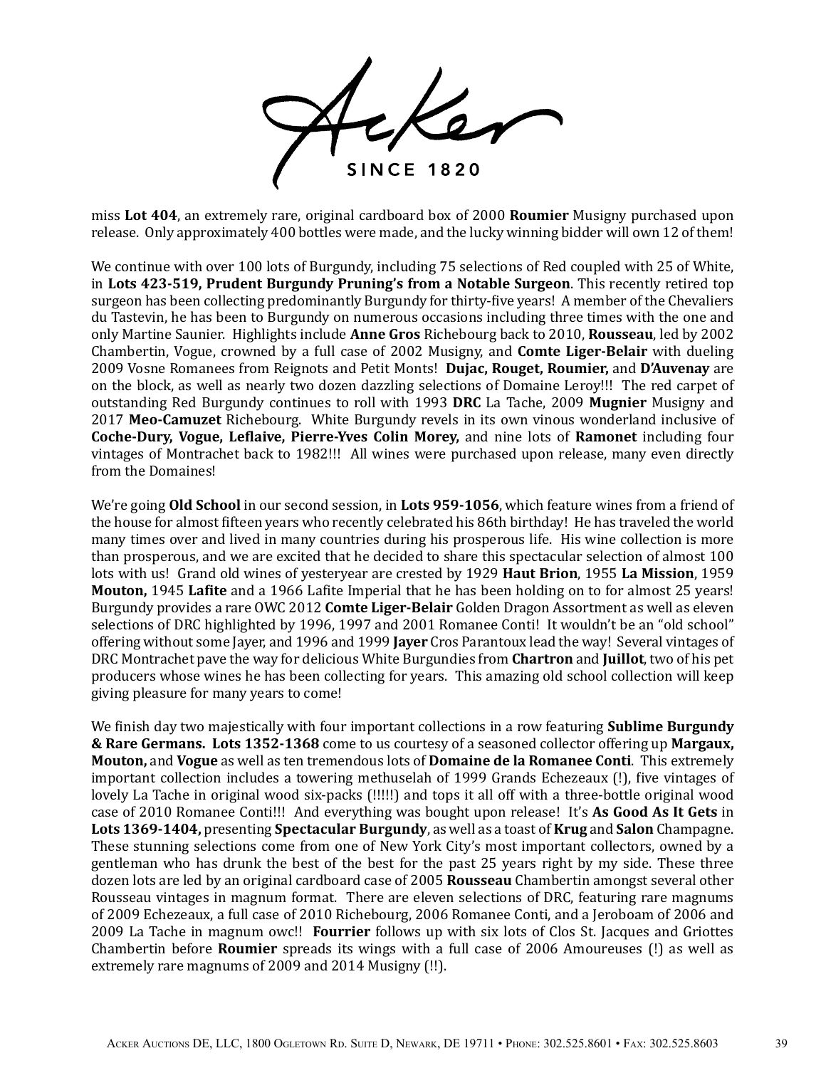miss **Lot 404**, an extremely rare, original cardboard box of 2000 **Roumier** Musigny purchased upon release. Only approximately 400 bottles were made, and the lucky winning bidder will own 12 of them!

We continue with over 100 lots of Burgundy, including 75 selections of Red coupled with 25 of White, in **Lots 423-519, Prudent Burgundy Pruning's from a Notable Surgeon**. This recently retired top surgeon has been collecting predominantly Burgundy for thirty-five years! A member of the Chevaliers du Tastevin, he has been to Burgundy on numerous occasions including three times with the one and only Martine Saunier. Highlights include **Anne Gros** Richebourg back to 2010, **Rousseau**, led by 2002 Chambertin, Vogue, crowned by a full case of 2002 Musigny, and **Comte Liger-Belair** with dueling 2009 Vosne Romanees from Reignots and Petit Monts! **Dujac, Rouget, Roumier,** and **D'Auvenay** are on the block, as well as nearly two dozen dazzling selections of Domaine Leroy!!! The red carpet of outstanding Red Burgundy continues to roll with 1993 **DRC** La Tache, 2009 **Mugnier** Musigny and 2017 **Meo-Camuzet** Richebourg. White Burgundy revels in its own vinous wonderland inclusive of **Coche-Dury, Vogue, Leflaive, Pierre-Yves Colin Morey,** and nine lots of **Ramonet** including four vintages of Montrachet back to 1982!!! All wines were purchased upon release, many even directly from the Domaines!

We're going **Old School** in our second session, in **Lots 959-1056**, which feature wines from a friend of the house for almost fifteen years who recently celebrated his 86th birthday! He has traveled the world many times over and lived in many countries during his prosperous life. His wine collection is more than prosperous, and we are excited that he decided to share this spectacular selection of almost 100 lots with us! Grand old wines of yesteryear are crested by 1929 **Haut Brion**, 1955 **La Mission**, 1959 **Mouton,** 1945 **Lafite** and a 1966 Lafite Imperial that he has been holding on to for almost 25 years! Burgundy provides a rare OWC 2012 **Comte Liger-Belair** Golden Dragon Assortment as well as eleven selections of DRC highlighted by 1996, 1997 and 2001 Romanee Conti! It wouldn't be an "old school" offering without some Jayer, and 1996 and 1999 **Jayer** Cros Parantoux lead the way! Several vintages of DRC Montrachet pave the way for delicious White Burgundies from **Chartron** and **Juillot**, two of his pet producers whose wines he has been collecting for years. This amazing old school collection will keep giving pleasure for many years to come!

We finish day two majestically with four important collections in a row featuring **Sublime Burgundy & Rare Germans. Lots 1352-1368** come to us courtesy of a seasoned collector offering up **Margaux, Mouton,** and **Vogue** as well as ten tremendous lots of **Domaine de la Romanee Conti**. This extremely important collection includes a towering methuselah of 1999 Grands Echezeaux (!), five vintages of lovely La Tache in original wood six-packs (!!!!!) and tops it all off with a three-bottle original wood case of 2010 Romanee Conti!!! And everything was bought upon release! It's **As Good As It Gets** in **Lots 1369-1404,** presenting **Spectacular Burgundy**, as well as a toast of **Krug** and **Salon** Champagne. These stunning selections come from one of New York City's most important collectors, owned by a gentleman who has drunk the best of the best for the past 25 years right by my side. These three dozen lots are led by an original cardboard case of 2005 **Rousseau** Chambertin amongst several other Rousseau vintages in magnum format. There are eleven selections of DRC, featuring rare magnums of 2009 Echezeaux, a full case of 2010 Richebourg, 2006 Romanee Conti, and a Jeroboam of 2006 and 2009 La Tache in magnum owc!! **Fourrier** follows up with six lots of Clos St. Jacques and Griottes Chambertin before **Roumier** spreads its wings with a full case of 2006 Amoureuses (!) as well as extremely rare magnums of 2009 and 2014 Musigny (!!).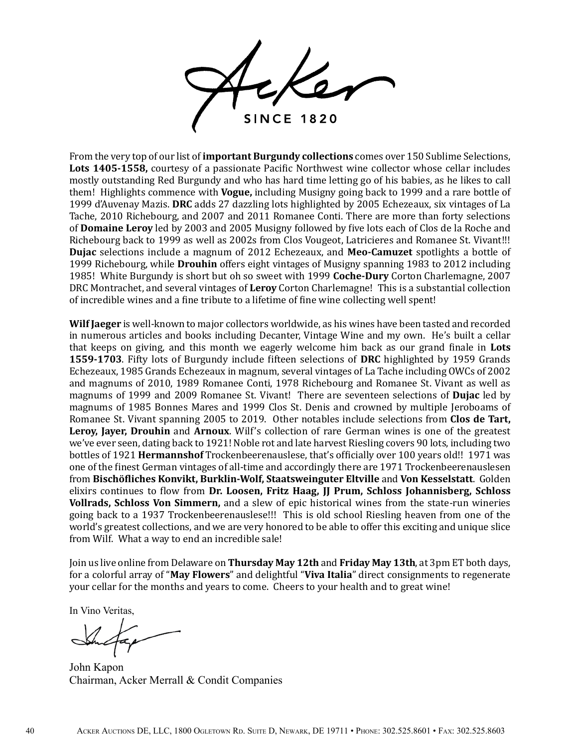Acker

SINCE 1820

From the very top of our list of **important Burgundy collections** comes over 150 Sublime Selections, **Lots 1405-1558,** courtesy of a passionate Pacific Northwest wine collector whose cellar includes mostly outstanding Red Burgundy and who has hard time letting go of his babies, as he likes to call them! Highlights commence with **Vogue,** including Musigny going back to 1999 and a rare bottle of 1999 d'Auvenay Mazis. **DRC** adds 27 dazzling lots highlighted by 2005 Echezeaux, six vintages of La Tache, 2010 Richebourg, and 2007 and 2011 Romanee Conti. There are more than forty selections of **Domaine Leroy** led by 2003 and 2005 Musigny followed by five lots each of Clos de la Roche and Richebourg back to 1999 as well as 2002s from Clos Vougeot, Latricieres and Romanee St. Vivant!!! **Dujac** selections include a magnum of 2012 Echezeaux, and **Meo-Camuzet** spotlights a bottle of 1999 Richebourg, while **Drouhin** offers eight vintages of Musigny spanning 1983 to 2012 including 1985! White Burgundy is short but oh so sweet with 1999 **Coche-Dury** Corton Charlemagne, 2007 DRC Montrachet, and several vintages of **Leroy** Corton Charlemagne! This is a substantial collection of incredible wines and a fine tribute to a lifetime of fine wine collecting well spent!

**Wilf Jaeger** is well-known to major collectors worldwide, as his wines have been tasted and recorded in numerous articles and books including Decanter, Vintage Wine and my own. He's built a cellar that keeps on giving, and this month we eagerly welcome him back as our grand finale in **Lots 1559-1703**. Fifty lots of Burgundy include fifteen selections of **DRC** highlighted by 1959 Grands Echezeaux, 1985 Grands Echezeaux in magnum, several vintages of La Tache including OWCs of 2002 and magnums of 2010, 1989 Romanee Conti, 1978 Richebourg and Romanee St. Vivant as well as magnums of 1999 and 2009 Romanee St. Vivant! There are seventeen selections of **Dujac** led by magnums of 1985 Bonnes Mares and 1999 Clos St. Denis and crowned by multiple Jeroboams of Romanee St. Vivant spanning 2005 to 2019. Other notables include selections from **Clos de Tart, Leroy, Jayer, Drouhin** and **Arnoux**. Wilf's collection of rare German wines is one of the greatest we've ever seen, dating back to 1921! Noble rot and late harvest Riesling covers 90 lots, including two bottles of 1921 **Hermannshof** Trockenbeerenauslese, that's officially over 100 years old!! 1971 was one of the finest German vintages of all-time and accordingly there are 1971 Trockenbeerenauslesen from **Bischöfliches Konvikt, Burklin-Wolf, Staatsweinguter Eltville** and **Von Kesselstatt**. Golden elixirs continues to flow from **Dr. Loosen, Fritz Haag, JJ Prum, Schloss Johannisberg, Schloss Vollrads, Schloss Von Simmern,** and a slew of epic historical wines from the state-run wineries going back to a 1937 Trockenbeerenauslese!!! This is old school Riesling heaven from one of the world's greatest collections, and we are very honored to be able to offer this exciting and unique slice from Wilf. What a way to end an incredible sale!

Join us live online from Delaware on **Thursday May 12th** and **Friday May 13th**, at 3pm ET both days, for a colorful array of "**May Flowers**" and delightful "**Viva Italia**" direct consignments to regenerate your cellar for the months and years to come. Cheers to your health and to great wine!

In Vino Veritas,

John Kapon
Chairman, Acker Merrall & Condit Companies

Acker Auctions DE, LLC, 1800 Ogletown Rd. Suite D, Newark, DE 19711 • Phone: 302.525.8601 • Fax: 302.525.8603